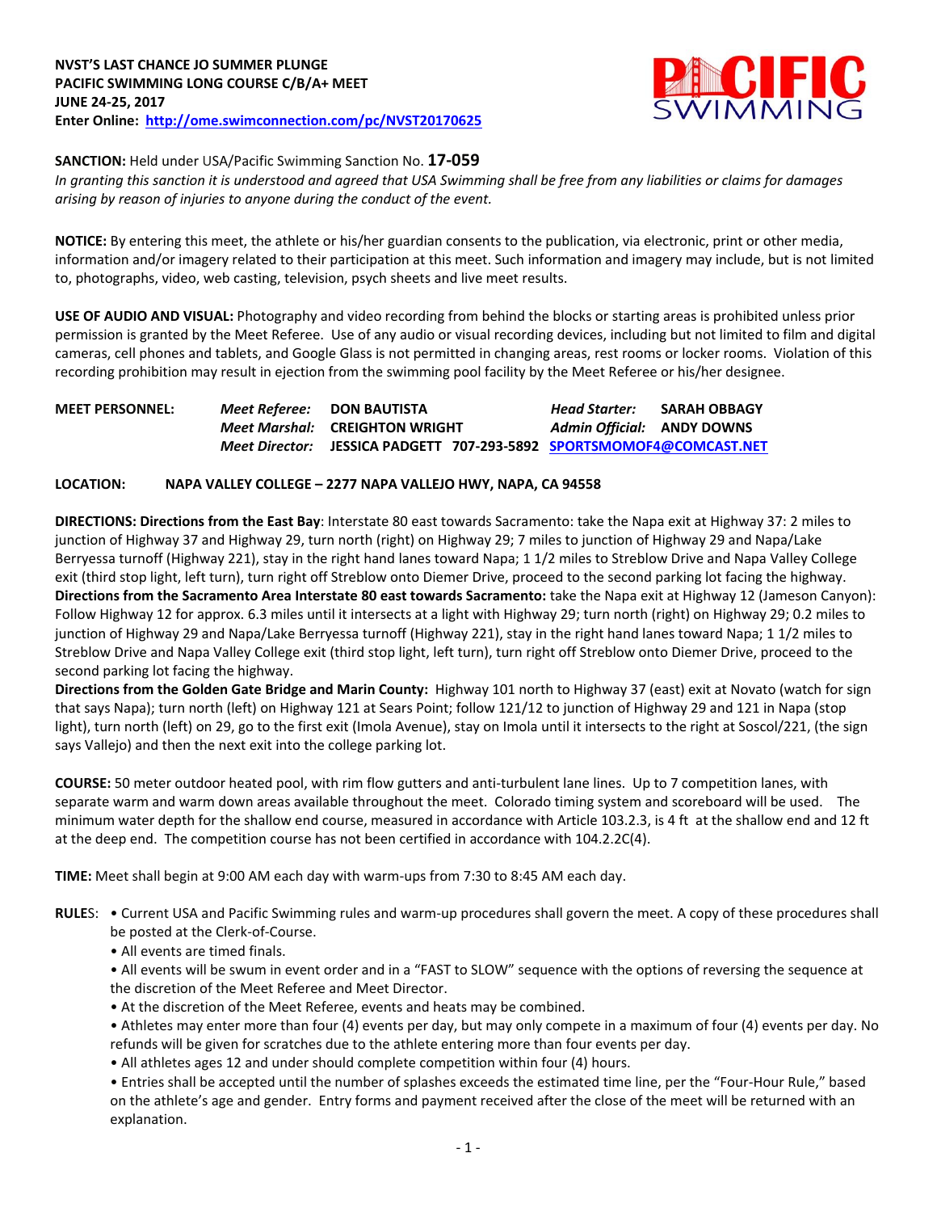**NVST'S LAST CHANCE JO SUMMER PLUNGE**
**PACIFIC SWIMMING LONG COURSE C/B/A+ MEET**
**JUNE 24-25, 2017**
**Enter Online: http://ome.swimconnection.com/pc/NVST20170625**

**SANCTION:** Held under USA/Pacific Swimming Sanction No. **17-059**
*In granting this sanction it is understood and agreed that USA Swimming shall be free from any liabilities or claims for damages arising by reason of injuries to anyone during the conduct of the event.*

**NOTICE:** By entering this meet, the athlete or his/her guardian consents to the publication, via electronic, print or other media, information and/or imagery related to their participation at this meet. Such information and imagery may include, but is not limited to, photographs, video, web casting, television, psych sheets and live meet results.

**USE OF AUDIO AND VISUAL:** Photography and video recording from behind the blocks or starting areas is prohibited unless prior permission is granted by the Meet Referee. Use of any audio or visual recording devices, including but not limited to film and digital cameras, cell phones and tablets, and Google Glass is not permitted in changing areas, rest rooms or locker rooms. Violation of this recording prohibition may result in ejection from the swimming pool facility by the Meet Referee or his/her designee.

| MEET PERSONNEL: | *Meet Referee:* | DON BAUTISTA | *Head Starter:* | SARAH OBBAGY |
|---|---|---|---|---|
| | *Meet Marshal:* | CREIGHTON WRIGHT | *Admin Official:* | ANDY DOWNS |
| | *Meet Director:* | JESSICA PADGETT 707-293-5892 | SPORTSMOMOF4@COMCAST.NET | |

**LOCATION: NAPA VALLEY COLLEGE – 2277 NAPA VALLEJO HWY, NAPA, CA 94558**

**DIRECTIONS: Directions from the East Bay**: Interstate 80 east towards Sacramento: take the Napa exit at Highway 37: 2 miles to junction of Highway 37 and Highway 29, turn north (right) on Highway 29; 7 miles to junction of Highway 29 and Napa/Lake Berryessa turnoff (Highway 221), stay in the right hand lanes toward Napa; 1 1/2 miles to Streblow Drive and Napa Valley College exit (third stop light, left turn), turn right off Streblow onto Diemer Drive, proceed to the second parking lot facing the highway.
**Directions from the Sacramento Area Interstate 80 east towards Sacramento:** take the Napa exit at Highway 12 (Jameson Canyon): Follow Highway 12 for approx. 6.3 miles until it intersects at a light with Highway 29; turn north (right) on Highway 29; 0.2 miles to junction of Highway 29 and Napa/Lake Berryessa turnoff (Highway 221), stay in the right hand lanes toward Napa; 1 1/2 miles to Streblow Drive and Napa Valley College exit (third stop light, left turn), turn right off Streblow onto Diemer Drive, proceed to the second parking lot facing the highway.
**Directions from the Golden Gate Bridge and Marin County:** Highway 101 north to Highway 37 (east) exit at Novato (watch for sign that says Napa); turn north (left) on Highway 121 at Sears Point; follow 121/12 to junction of Highway 29 and 121 in Napa (stop light), turn north (left) on 29, go to the first exit (Imola Avenue), stay on Imola until it intersects to the right at Soscol/221, (the sign says Vallejo) and then the next exit into the college parking lot.

**COURSE:** 50 meter outdoor heated pool, with rim flow gutters and anti-turbulent lane lines. Up to 7 competition lanes, with separate warm and warm down areas available throughout the meet. Colorado timing system and scoreboard will be used. The minimum water depth for the shallow end course, measured in accordance with Article 103.2.3, is 4 ft at the shallow end and 12 ft at the deep end. The competition course has not been certified in accordance with 104.2.2C(4).

**TIME:** Meet shall begin at 9:00 AM each day with warm-ups from 7:30 to 8:45 AM each day.

**RULES:**
- Current USA and Pacific Swimming rules and warm-up procedures shall govern the meet. A copy of these procedures shall be posted at the Clerk-of-Course.
- All events are timed finals.
- All events will be swum in event order and in a "FAST to SLOW" sequence with the options of reversing the sequence at the discretion of the Meet Referee and Meet Director.
- At the discretion of the Meet Referee, events and heats may be combined.
- Athletes may enter more than four (4) events per day, but may only compete in a maximum of four (4) events per day. No refunds will be given for scratches due to the athlete entering more than four events per day.
- All athletes ages 12 and under should complete competition within four (4) hours.
- Entries shall be accepted until the number of splashes exceeds the estimated time line, per the "Four-Hour Rule," based on the athlete's age and gender. Entry forms and payment received after the close of the meet will be returned with an explanation.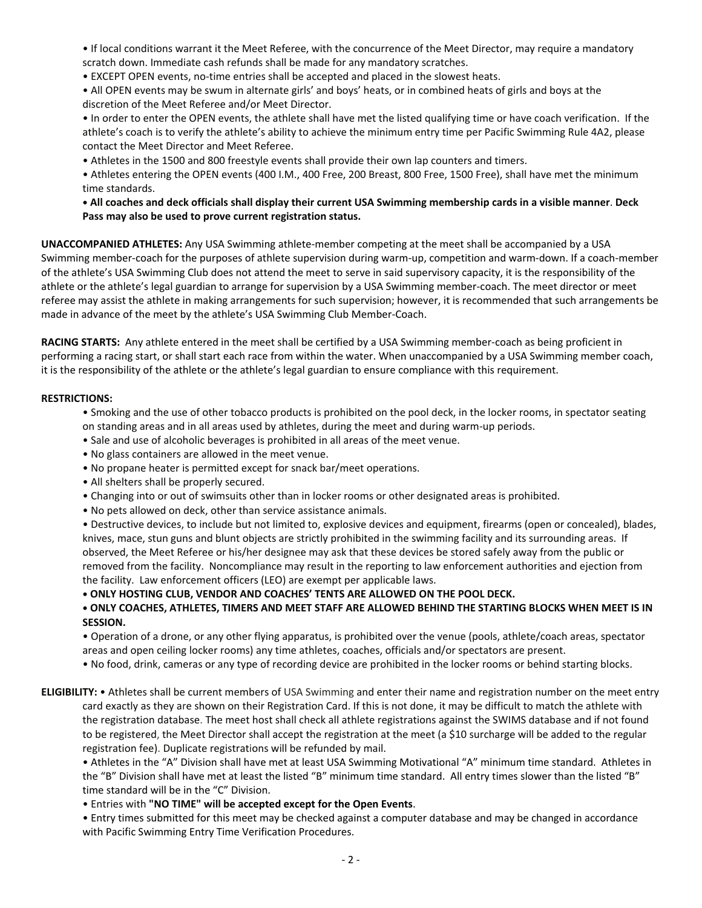- If local conditions warrant it the Meet Referee, with the concurrence of the Meet Director, may require a mandatory scratch down. Immediate cash refunds shall be made for any mandatory scratches.
- EXCEPT OPEN events, no-time entries shall be accepted and placed in the slowest heats.
- All OPEN events may be swum in alternate girls' and boys' heats, or in combined heats of girls and boys at the discretion of the Meet Referee and/or Meet Director.
- In order to enter the OPEN events, the athlete shall have met the listed qualifying time or have coach verification. If the athlete's coach is to verify the athlete's ability to achieve the minimum entry time per Pacific Swimming Rule 4A2, please contact the Meet Director and Meet Referee.
- Athletes in the 1500 and 800 freestyle events shall provide their own lap counters and timers.
- Athletes entering the OPEN events (400 I.M., 400 Free, 200 Breast, 800 Free, 1500 Free), shall have met the minimum time standards.
- **All coaches and deck officials shall display their current USA Swimming membership cards in a visible manner**. **Deck Pass may also be used to prove current registration status.**

**UNACCOMPANIED ATHLETES:** Any USA Swimming athlete-member competing at the meet shall be accompanied by a USA Swimming member-coach for the purposes of athlete supervision during warm-up, competition and warm-down. If a coach-member of the athlete's USA Swimming Club does not attend the meet to serve in said supervisory capacity, it is the responsibility of the athlete or the athlete's legal guardian to arrange for supervision by a USA Swimming member-coach. The meet director or meet referee may assist the athlete in making arrangements for such supervision; however, it is recommended that such arrangements be made in advance of the meet by the athlete's USA Swimming Club Member-Coach.

**RACING STARTS:** Any athlete entered in the meet shall be certified by a USA Swimming member-coach as being proficient in performing a racing start, or shall start each race from within the water. When unaccompanied by a USA Swimming member coach, it is the responsibility of the athlete or the athlete's legal guardian to ensure compliance with this requirement.

**RESTRICTIONS:**

- Smoking and the use of other tobacco products is prohibited on the pool deck, in the locker rooms, in spectator seating on standing areas and in all areas used by athletes, during the meet and during warm-up periods.
- Sale and use of alcoholic beverages is prohibited in all areas of the meet venue.
- No glass containers are allowed in the meet venue.
- No propane heater is permitted except for snack bar/meet operations.
- All shelters shall be properly secured.
- Changing into or out of swimsuits other than in locker rooms or other designated areas is prohibited.
- No pets allowed on deck, other than service assistance animals.
- Destructive devices, to include but not limited to, explosive devices and equipment, firearms (open or concealed), blades, knives, mace, stun guns and blunt objects are strictly prohibited in the swimming facility and its surrounding areas. If observed, the Meet Referee or his/her designee may ask that these devices be stored safely away from the public or removed from the facility. Noncompliance may result in the reporting to law enforcement authorities and ejection from the facility. Law enforcement officers (LEO) are exempt per applicable laws.
- **ONLY HOSTING CLUB, VENDOR AND COACHES' TENTS ARE ALLOWED ON THE POOL DECK.**
- **ONLY COACHES, ATHLETES, TIMERS AND MEET STAFF ARE ALLOWED BEHIND THE STARTING BLOCKS WHEN MEET IS IN SESSION.**
- Operation of a drone, or any other flying apparatus, is prohibited over the venue (pools, athlete/coach areas, spectator areas and open ceiling locker rooms) any time athletes, coaches, officials and/or spectators are present.
- No food, drink, cameras or any type of recording device are prohibited in the locker rooms or behind starting blocks.

**ELIGIBILITY:**

- Athletes shall be current members of USA Swimming and enter their name and registration number on the meet entry card exactly as they are shown on their Registration Card. If this is not done, it may be difficult to match the athlete with the registration database. The meet host shall check all athlete registrations against the SWIMS database and if not found to be registered, the Meet Director shall accept the registration at the meet (a $10 surcharge will be added to the regular registration fee). Duplicate registrations will be refunded by mail.
- Athletes in the "A" Division shall have met at least USA Swimming Motivational "A" minimum time standard. Athletes in the "B" Division shall have met at least the listed "B" minimum time standard. All entry times slower than the listed "B" time standard will be in the "C" Division.
- Entries with **"NO TIME" will be accepted except for the Open Events**.
- Entry times submitted for this meet may be checked against a computer database and may be changed in accordance with Pacific Swimming Entry Time Verification Procedures.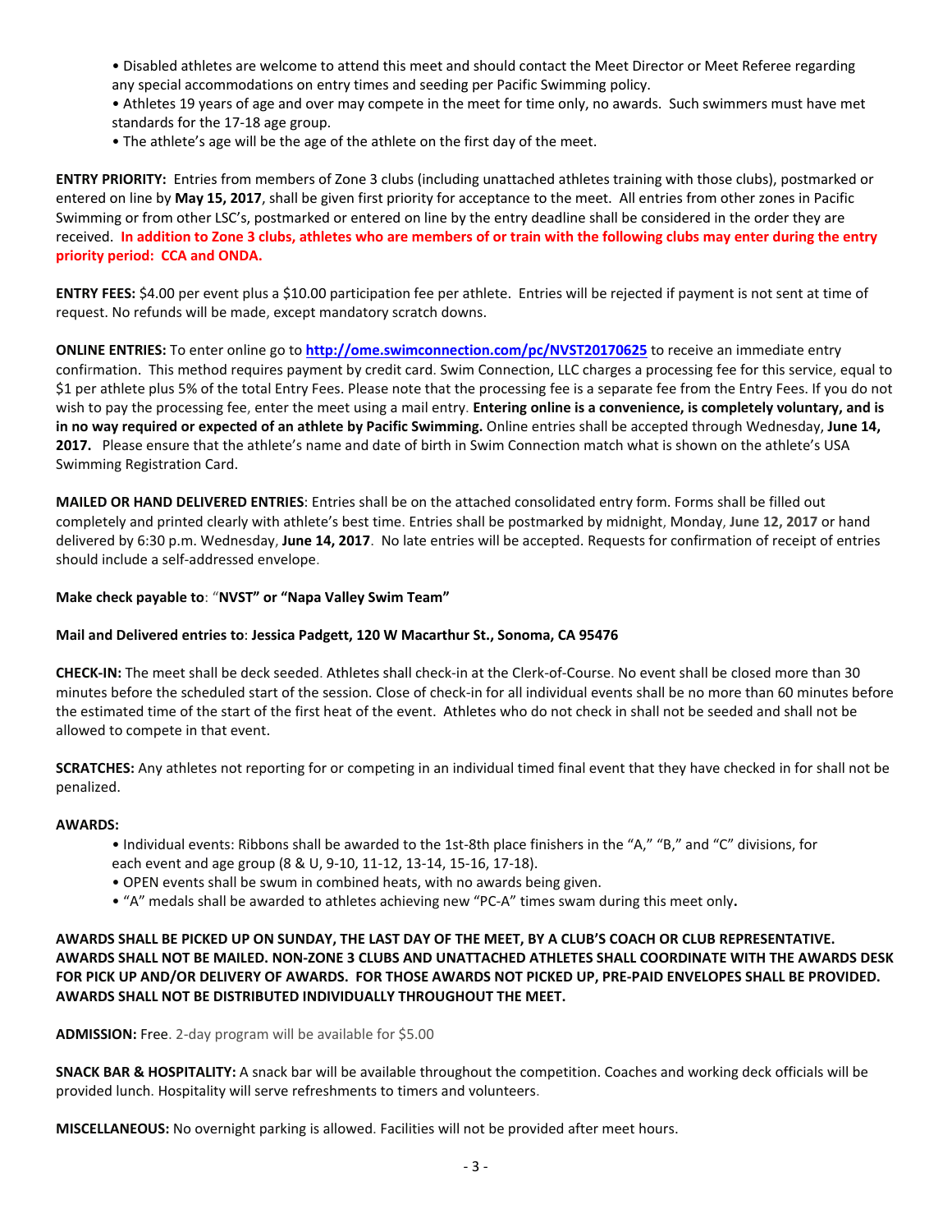- Disabled athletes are welcome to attend this meet and should contact the Meet Director or Meet Referee regarding any special accommodations on entry times and seeding per Pacific Swimming policy.
- Athletes 19 years of age and over may compete in the meet for time only, no awards. Such swimmers must have met standards for the 17-18 age group.
- The athlete's age will be the age of the athlete on the first day of the meet.

**ENTRY PRIORITY:** Entries from members of Zone 3 clubs (including unattached athletes training with those clubs), postmarked or entered on line by **May 15, 2017**, shall be given first priority for acceptance to the meet. All entries from other zones in Pacific Swimming or from other LSC's, postmarked or entered on line by the entry deadline shall be considered in the order they are received. **In addition to Zone 3 clubs, athletes who are members of or train with the following clubs may enter during the entry priority period: CCA and ONDA.**

**ENTRY FEES:** $4.00 per event plus a $10.00 participation fee per athlete. Entries will be rejected if payment is not sent at time of request. No refunds will be made, except mandatory scratch downs.

**ONLINE ENTRIES:** To enter online go to **http://ome.swimconnection.com/pc/NVST20170625** to receive an immediate entry confirmation. This method requires payment by credit card. Swim Connection, LLC charges a processing fee for this service, equal to $1 per athlete plus 5% of the total Entry Fees. Please note that the processing fee is a separate fee from the Entry Fees. If you do not wish to pay the processing fee, enter the meet using a mail entry. **Entering online is a convenience, is completely voluntary, and is in no way required or expected of an athlete by Pacific Swimming.** Online entries shall be accepted through Wednesday, **June 14, 2017.** Please ensure that the athlete's name and date of birth in Swim Connection match what is shown on the athlete's USA Swimming Registration Card.

**MAILED OR HAND DELIVERED ENTRIES**: Entries shall be on the attached consolidated entry form. Forms shall be filled out completely and printed clearly with athlete's best time. Entries shall be postmarked by midnight, Monday, **June 12, 2017** or hand delivered by 6:30 p.m. Wednesday, **June 14, 2017**. No late entries will be accepted. Requests for confirmation of receipt of entries should include a self-addressed envelope.

**Make check payable to**: "**NVST" or "Napa Valley Swim Team"**

**Mail and Delivered entries to**: **Jessica Padgett, 120 W Macarthur St., Sonoma, CA 95476**

**CHECK-IN:** The meet shall be deck seeded. Athletes shall check-in at the Clerk-of-Course. No event shall be closed more than 30 minutes before the scheduled start of the session. Close of check-in for all individual events shall be no more than 60 minutes before the estimated time of the start of the first heat of the event. Athletes who do not check in shall not be seeded and shall not be allowed to compete in that event.

**SCRATCHES:** Any athletes not reporting for or competing in an individual timed final event that they have checked in for shall not be penalized.

**AWARDS:**

- Individual events: Ribbons shall be awarded to the 1st-8th place finishers in the "A," "B," and "C" divisions, for each event and age group (8 & U, 9-10, 11-12, 13-14, 15-16, 17-18).
- OPEN events shall be swum in combined heats, with no awards being given.
- "A" medals shall be awarded to athletes achieving new "PC-A" times swam during this meet only**.**

**AWARDS SHALL BE PICKED UP ON SUNDAY, THE LAST DAY OF THE MEET, BY A CLUB'S COACH OR CLUB REPRESENTATIVE. AWARDS SHALL NOT BE MAILED. NON-ZONE 3 CLUBS AND UNATTACHED ATHLETES SHALL COORDINATE WITH THE AWARDS DESK FOR PICK UP AND/OR DELIVERY OF AWARDS. FOR THOSE AWARDS NOT PICKED UP, PRE-PAID ENVELOPES SHALL BE PROVIDED. AWARDS SHALL NOT BE DISTRIBUTED INDIVIDUALLY THROUGHOUT THE MEET.**

**ADMISSION:** Free. 2-day program will be available for $5.00

**SNACK BAR & HOSPITALITY:** A snack bar will be available throughout the competition. Coaches and working deck officials will be provided lunch. Hospitality will serve refreshments to timers and volunteers.

**MISCELLANEOUS:** No overnight parking is allowed. Facilities will not be provided after meet hours.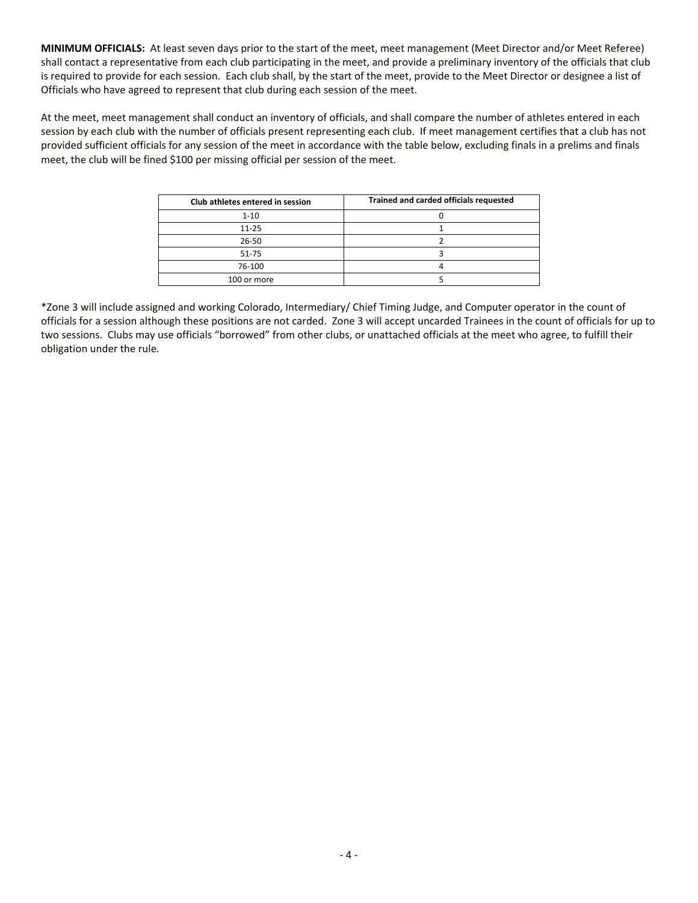**MINIMUM OFFICIALS:** At least seven days prior to the start of the meet, meet management (Meet Director and/or Meet Referee) shall contact a representative from each club participating in the meet, and provide a preliminary inventory of the officials that club is required to provide for each session. Each club shall, by the start of the meet, provide to the Meet Director or designee a list of Officials who have agreed to represent that club during each session of the meet.

At the meet, meet management shall conduct an inventory of officials, and shall compare the number of athletes entered in each session by each club with the number of officials present representing each club. If meet management certifies that a club has not provided sufficient officials for any session of the meet in accordance with the table below, excluding finals in a prelims and finals meet, the club will be fined $100 per missing official per session of the meet.

| Club athletes entered in session | Trained and carded officials requested |
|---|---|
| 1-10 | 0 |
| 11-25 | 1 |
| 26-50 | 2 |
| 51-75 | 3 |
| 76-100 | 4 |
| 100 or more | 5 |

*Zone 3 will include assigned and working Colorado, Intermediary/ Chief Timing Judge, and Computer operator in the count of officials for a session although these positions are not carded. Zone 3 will accept uncarded Trainees in the count of officials for up to two sessions. Clubs may use officials "borrowed" from other clubs, or unattached officials at the meet who agree, to fulfill their obligation under the rule.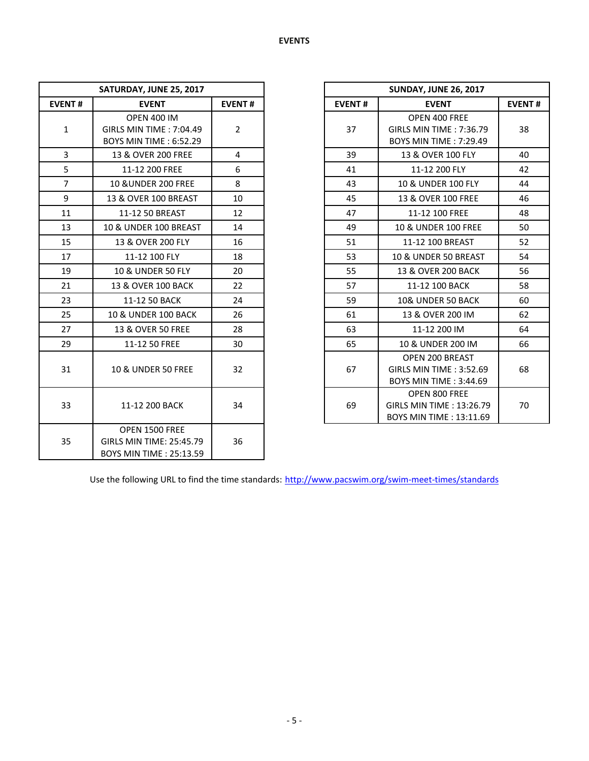# EVENTS

| SATURDAY, JUNE 25, 2017 | | |
|---|---|---|
| **EVENT #** | **EVENT** | **EVENT #** |
| 1 | OPEN 400 IM<br>GIRLS MIN TIME : 7:04.49<br>BOYS MIN TIME : 6:52.29 | 2 |
| 3 | 13 & OVER 200 FREE | 4 |
| 5 | 11-12 200 FREE | 6 |
| 7 | 10 &UNDER 200 FREE | 8 |
| 9 | 13 & OVER 100 BREAST | 10 |
| 11 | 11-12 50 BREAST | 12 |
| 13 | 10 & UNDER 100 BREAST | 14 |
| 15 | 13 & OVER 200 FLY | 16 |
| 17 | 11-12 100 FLY | 18 |
| 19 | 10 & UNDER 50 FLY | 20 |
| 21 | 13 & OVER 100 BACK | 22 |
| 23 | 11-12 50 BACK | 24 |
| 25 | 10 & UNDER 100 BACK | 26 |
| 27 | 13 & OVER 50 FREE | 28 |
| 29 | 11-12 50 FREE | 30 |
| 31 | 10 & UNDER 50 FREE | 32 |
| 33 | 11-12 200 BACK | 34 |
| 35 | OPEN 1500 FREE<br>GIRLS MIN TIME: 25:45.79<br>BOYS MIN TIME : 25:13.59 | 36 |

| SUNDAY, JUNE 26, 2017 | | |
|---|---|---|
| **EVENT #** | **EVENT** | **EVENT #** |
| 37 | OPEN 400 FREE<br>GIRLS MIN TIME : 7:36.79<br>BOYS MIN TIME : 7:29.49 | 38 |
| 39 | 13 & OVER 100 FLY | 40 |
| 41 | 11-12 200 FLY | 42 |
| 43 | 10 & UNDER 100 FLY | 44 |
| 45 | 13 & OVER 100 FREE | 46 |
| 47 | 11-12 100 FREE | 48 |
| 49 | 10 & UNDER 100 FREE | 50 |
| 51 | 11-12 100 BREAST | 52 |
| 53 | 10 & UNDER 50 BREAST | 54 |
| 55 | 13 & OVER 200 BACK | 56 |
| 57 | 11-12 100 BACK | 58 |
| 59 | 10& UNDER 50 BACK | 60 |
| 61 | 13 & OVER 200 IM | 62 |
| 63 | 11-12 200 IM | 64 |
| 65 | 10 & UNDER 200 IM | 66 |
| 67 | OPEN 200 BREAST<br>GIRLS MIN TIME : 3:52.69<br>BOYS MIN TIME : 3:44.69 | 68 |
| 69 | OPEN 800 FREE<br>GIRLS MIN TIME : 13:26.79<br>BOYS MIN TIME : 13:11.69 | 70 |

Use the following URL to find the time standards: http://www.pacswim.org/swim-meet-times/standards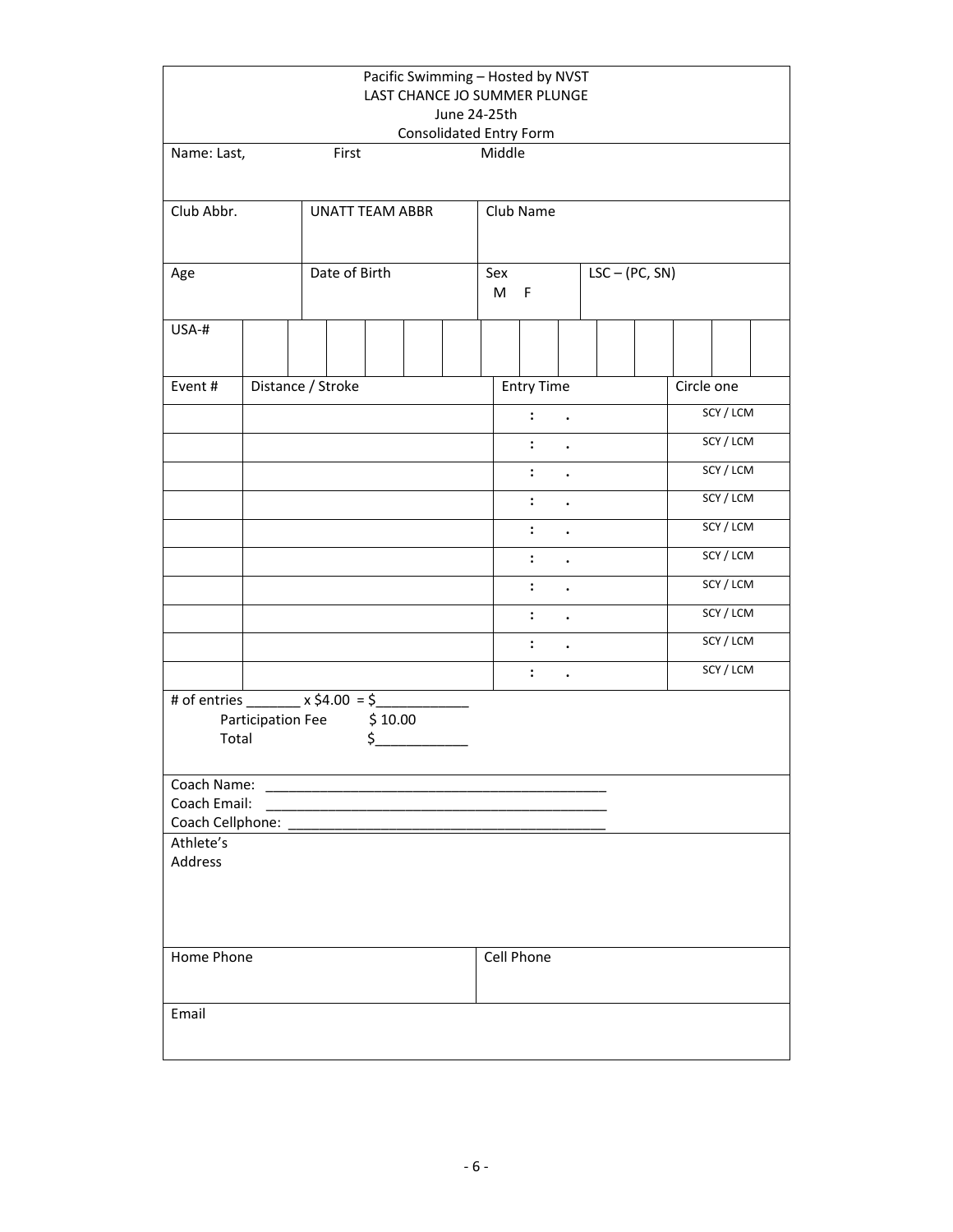Pacific Swimming – Hosted by NVST
LAST CHANCE JO SUMMER PLUNGE
June 24-25th
Consolidated Entry Form

| Name: Last, | First | Middle | |
|---|---|---|---|
| | | | |

| Club Abbr. | UNATT TEAM ABBR | Club Name |
|---|---|---|
| | | |

| Age | Date of Birth | Sex M F | LSC – (PC, SN) |
|---|---|---|---|
| | | | |

| USA-# | | | | | | | | | | | | | | |
|---|---|---|---|---|---|---|---|---|---|---|---|---|---|---|
| | | | | | | | | | | | | | | |

| Event # | Distance / Stroke | Entry Time | Circle one |
|---|---|---|---|
| | | : . | SCY / LCM |
| | | : . | SCY / LCM |
| | | : . | SCY / LCM |
| | | : . | SCY / LCM |
| | | : . | SCY / LCM |
| | | : . | SCY / LCM |
| | | : . | SCY / LCM |
| | | : . | SCY / LCM |
| | | : . | SCY / LCM |
| | | : . | SCY / LCM |

# of entries _______ x $4.00 = $____________
Participation Fee $ 10.00
Total $____________

Coach Name: ____________________________________________
Coach Email: ____________________________________________
Coach Cellphone: ________________________________________

Athlete's Address

| Home Phone | Cell Phone |
|---|---|
| | |

Email